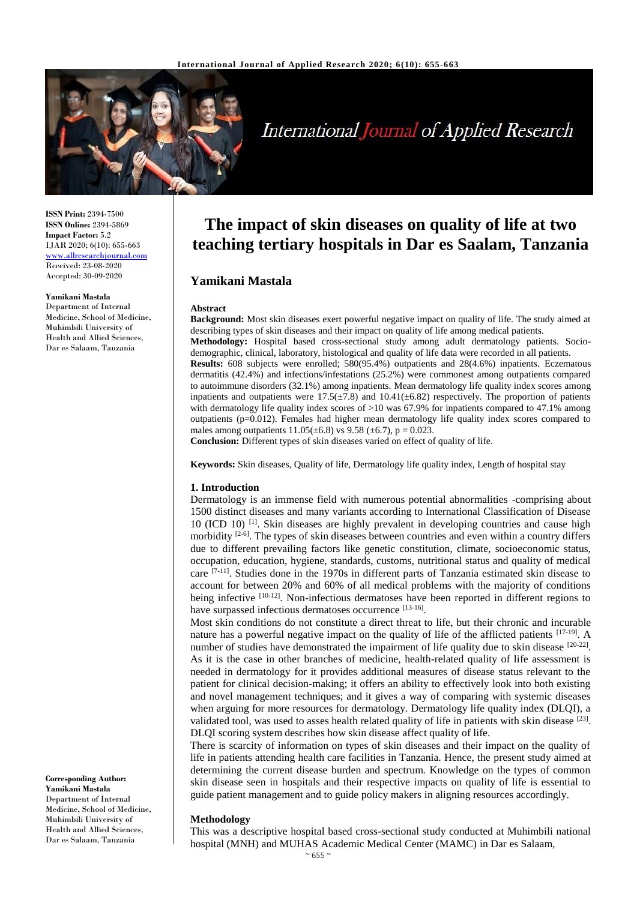**ISSN Print:** 2394-7500
**ISSN Online:** 2394-5869
**Impact Factor:** 5.2
IJAR 2020; 6(10): 655-663
www.allresearchjournal.com
Received: 23-08-2020
Accepted: 30-09-2020

**Yamikani Mastala**
Department of Internal Medicine, School of Medicine, Muhimbili University of Health and Allied Sciences, Dar es Salaam, Tanzania

**Corresponding Author:**
**Yamikani Mastala**
Department of Internal Medicine, School of Medicine, Muhimbili University of Health and Allied Sciences, Dar es Salaam, Tanzania

# The impact of skin diseases on quality of life at two teaching tertiary hospitals in Dar es Saalam, Tanzania

## Yamikani Mastala

### Abstract

**Background:** Most skin diseases exert powerful negative impact on quality of life. The study aimed at describing types of skin diseases and their impact on quality of life among medical patients.

**Methodology:** Hospital based cross-sectional study among adult dermatology patients. Socio-demographic, clinical, laboratory, histological and quality of life data were recorded in all patients.

**Results:** 608 subjects were enrolled; 580(95.4%) outpatients and 28(4.6%) inpatients. Eczematous dermatitis (42.4%) and infections/infestations (25.2%) were commonest among outpatients compared to autoimmune disorders (32.1%) among inpatients. Mean dermatology life quality index scores among inpatients and outpatients were 17.5(±7.8) and 10.41(±6.82) respectively. The proportion of patients with dermatology life quality index scores of >10 was 67.9% for inpatients compared to 47.1% among outpatients (p=0.012). Females had higher mean dermatology life quality index scores compared to males among outpatients 11.05(±6.8) vs 9.58 (±6.7), p = 0.023.

**Conclusion:** Different types of skin diseases varied on effect of quality of life.

**Keywords:** Skin diseases, Quality of life, Dermatology life quality index, Length of hospital stay

### 1. Introduction

Dermatology is an immense field with numerous potential abnormalities -comprising about 1500 distinct diseases and many variants according to International Classification of Disease 10 (ICD 10) [1]. Skin diseases are highly prevalent in developing countries and cause high morbidity [2-6]. The types of skin diseases between countries and even within a country differs due to different prevailing factors like genetic constitution, climate, socioeconomic status, occupation, education, hygiene, standards, customs, nutritional status and quality of medical care [7-11]. Studies done in the 1970s in different parts of Tanzania estimated skin disease to account for between 20% and 60% of all medical problems with the majority of conditions being infective [10-12]. Non-infectious dermatoses have been reported in different regions to have surpassed infectious dermatoses occurrence [13-16].

Most skin conditions do not constitute a direct threat to life, but their chronic and incurable nature has a powerful negative impact on the quality of life of the afflicted patients [17-19]. A number of studies have demonstrated the impairment of life quality due to skin disease [20-22]. As it is the case in other branches of medicine, health-related quality of life assessment is needed in dermatology for it provides additional measures of disease status relevant to the patient for clinical decision-making; it offers an ability to effectively look into both existing and novel management techniques; and it gives a way of comparing with systemic diseases when arguing for more resources for dermatology. Dermatology life quality index (DLQI), a validated tool, was used to asses health related quality of life in patients with skin disease [23]. DLQI scoring system describes how skin disease affect quality of life.

There is scarcity of information on types of skin diseases and their impact on the quality of life in patients attending health care facilities in Tanzania. Hence, the present study aimed at determining the current disease burden and spectrum. Knowledge on the types of common skin disease seen in hospitals and their respective impacts on quality of life is essential to guide patient management and to guide policy makers in aligning resources accordingly.

### Methodology

This was a descriptive hospital based cross-sectional study conducted at Muhimbili national hospital (MNH) and MUHAS Academic Medical Center (MAMC) in Dar es Salaam,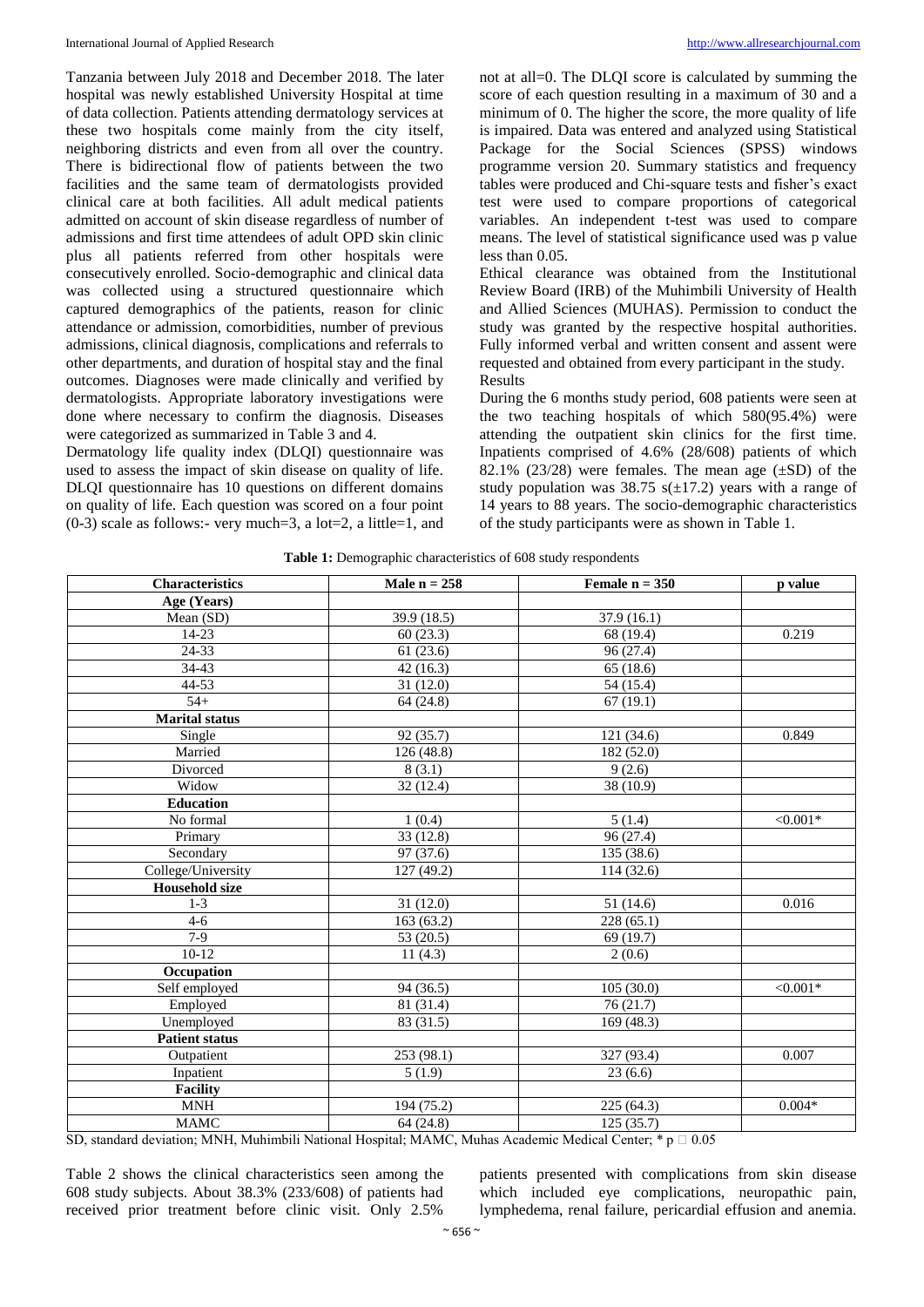Tanzania between July 2018 and December 2018. The later hospital was newly established University Hospital at time of data collection. Patients attending dermatology services at these two hospitals come mainly from the city itself, neighboring districts and even from all over the country. There is bidirectional flow of patients between the two facilities and the same team of dermatologists provided clinical care at both facilities. All adult medical patients admitted on account of skin disease regardless of number of admissions and first time attendees of adult OPD skin clinic plus all patients referred from other hospitals were consecutively enrolled. Socio-demographic and clinical data was collected using a structured questionnaire which captured demographics of the patients, reason for clinic attendance or admission, comorbidities, number of previous admissions, clinical diagnosis, complications and referrals to other departments, and duration of hospital stay and the final outcomes. Diagnoses were made clinically and verified by dermatologists. Appropriate laboratory investigations were done where necessary to confirm the diagnosis. Diseases were categorized as summarized in Table 3 and 4.

Dermatology life quality index (DLQI) questionnaire was used to assess the impact of skin disease on quality of life. DLQI questionnaire has 10 questions on different domains on quality of life. Each question was scored on a four point (0-3) scale as follows:- very much=3, a lot=2, a little=1, and not at all=0. The DLQI score is calculated by summing the score of each question resulting in a maximum of 30 and a minimum of 0. The higher the score, the more quality of life is impaired. Data was entered and analyzed using Statistical Package for the Social Sciences (SPSS) windows programme version 20. Summary statistics and frequency tables were produced and Chi-square tests and fisher's exact test were used to compare proportions of categorical variables. An independent t-test was used to compare means. The level of statistical significance used was p value less than 0.05.

Ethical clearance was obtained from the Institutional Review Board (IRB) of the Muhimbili University of Health and Allied Sciences (MUHAS). Permission to conduct the study was granted by the respective hospital authorities. Fully informed verbal and written consent and assent were requested and obtained from every participant in the study.

## Results

During the 6 months study period, 608 patients were seen at the two teaching hospitals of which 580(95.4%) were attending the outpatient skin clinics for the first time. Inpatients comprised of 4.6% (28/608) patients of which 82.1% (23/28) were females. The mean age (±SD) of the study population was 38.75 s(±17.2) years with a range of 14 years to 88 years. The socio-demographic characteristics of the study participants were as shown in Table 1.

**Table 1:** Demographic characteristics of 608 study respondents

| Characteristics | Male n = 258 | Female n = 350 | p value |
|---|---|---|---|
| **Age (Years)** | | | |
| Mean (SD) | 39.9 (18.5) | 37.9 (16.1) | |
| 14-23 | 60 (23.3) | 68 (19.4) | 0.219 |
| 24-33 | 61 (23.6) | 96 (27.4) | |
| 34-43 | 42 (16.3) | 65 (18.6) | |
| 44-53 | 31 (12.0) | 54 (15.4) | |
| 54+ | 64 (24.8) | 67 (19.1) | |
| **Marital status** | | | |
| Single | 92 (35.7) | 121 (34.6) | 0.849 |
| Married | 126 (48.8) | 182 (52.0) | |
| Divorced | 8 (3.1) | 9 (2.6) | |
| Widow | 32 (12.4) | 38 (10.9) | |
| **Education** | | | |
| No formal | 1 (0.4) | 5 (1.4) | <0.001* |
| Primary | 33 (12.8) | 96 (27.4) | |
| Secondary | 97 (37.6) | 135 (38.6) | |
| College/University | 127 (49.2) | 114 (32.6) | |
| **Household size** | | | |
| 1-3 | 31 (12.0) | 51 (14.6) | 0.016 |
| 4-6 | 163 (63.2) | 228 (65.1) | |
| 7-9 | 53 (20.5) | 69 (19.7) | |
| 10-12 | 11 (4.3) | 2 (0.6) | |
| **Occupation** | | | |
| Self employed | 94 (36.5) | 105 (30.0) | <0.001* |
| Employed | 81 (31.4) | 76 (21.7) | |
| Unemployed | 83 (31.5) | 169 (48.3) | |
| **Patient status** | | | |
| Outpatient | 253 (98.1) | 327 (93.4) | 0.007 |
| Inpatient | 5 (1.9) | 23 (6.6) | |
| **Facility** | | | |
| MNH | 194 (75.2) | 225 (64.3) | 0.004* |
| MAMC | 64 (24.8) | 125 (35.7) | |

SD, standard deviation; MNH, Muhimbili National Hospital; MAMC, Muhas Academic Medical Center; * p □ 0.05

Table 2 shows the clinical characteristics seen among the 608 study subjects. About 38.3% (233/608) of patients had received prior treatment before clinic visit. Only 2.5% patients presented with complications from skin disease which included eye complications, neuropathic pain, lymphedema, renal failure, pericardial effusion and anemia.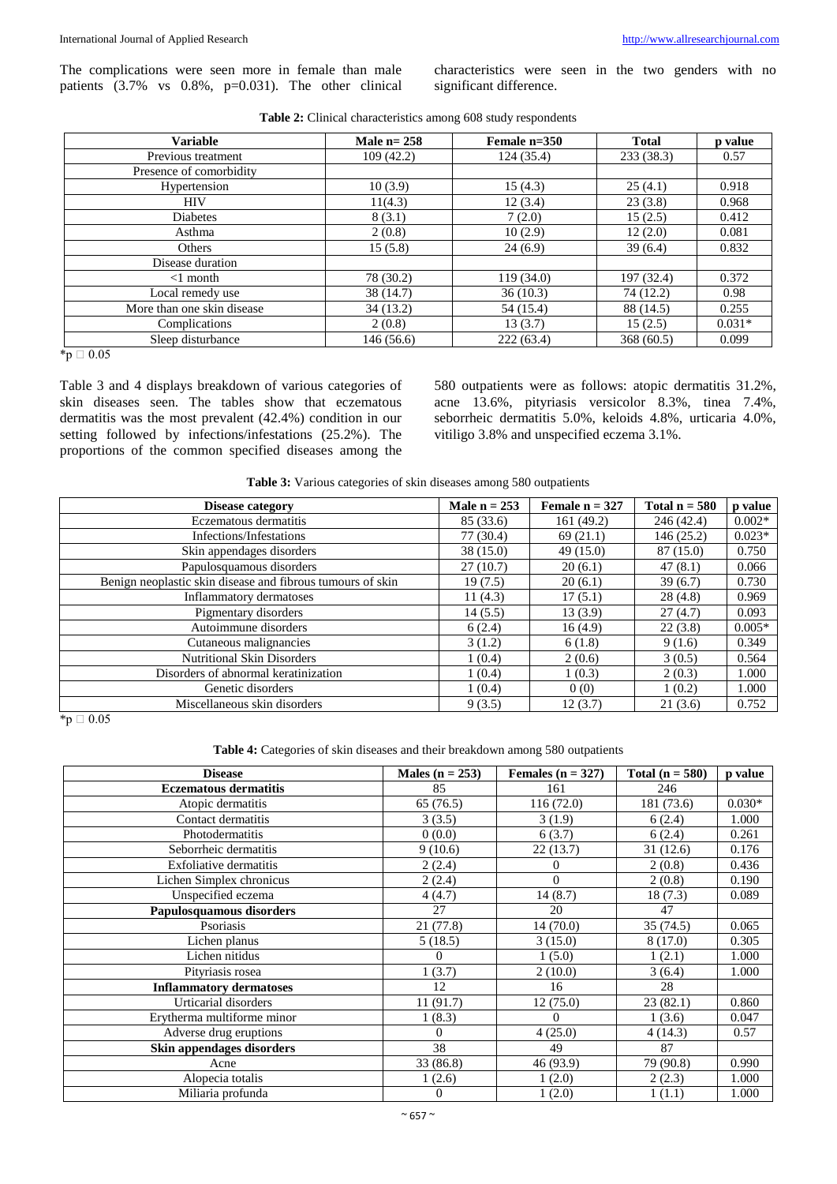The complications were seen more in female than male patients (3.7% vs 0.8%, p=0.031). The other clinical characteristics were seen in the two genders with no significant difference.

**Table 2:** Clinical characteristics among 608 study respondents

| Variable | Male n= 258 | Female n=350 | Total | p value |
|---|---|---|---|---|
| Previous treatment | 109 (42.2) | 124 (35.4) | 233 (38.3) | 0.57 |
| Presence of comorbidity | | | | |
| Hypertension | 10 (3.9) | 15 (4.3) | 25 (4.1) | 0.918 |
| HIV | 11(4.3) | 12 (3.4) | 23 (3.8) | 0.968 |
| Diabetes | 8 (3.1) | 7 (2.0) | 15 (2.5) | 0.412 |
| Asthma | 2 (0.8) | 10 (2.9) | 12 (2.0) | 0.081 |
| Others | 15 (5.8) | 24 (6.9) | 39 (6.4) | 0.832 |
| Disease duration | | | | |
| <1 month | 78 (30.2) | 119 (34.0) | 197 (32.4) | 0.372 |
| Local remedy use | 38 (14.7) | 36 (10.3) | 74 (12.2) | 0.98 |
| More than one skin disease | 34 (13.2) | 54 (15.4) | 88 (14.5) | 0.255 |
| Complications | 2 (0.8) | 13 (3.7) | 15 (2.5) | 0.031* |
| Sleep disturbance | 146 (56.6) | 222 (63.4) | 368 (60.5) | 0.099 |

*p □ 0.05

Table 3 and 4 displays breakdown of various categories of skin diseases seen. The tables show that eczematous dermatitis was the most prevalent (42.4%) condition in our setting followed by infections/infestations (25.2%). The proportions of the common specified diseases among the 580 outpatients were as follows: atopic dermatitis 31.2%, acne 13.6%, pityriasis versicolor 8.3%, tinea 7.4%, seborrheic dermatitis 5.0%, keloids 4.8%, urticaria 4.0%, vitiligo 3.8% and unspecified eczema 3.1%.

**Table 3:** Various categories of skin diseases among 580 outpatients

| Disease category | Male n = 253 | Female n = 327 | Total n = 580 | p value |
|---|---|---|---|---|
| Eczematous dermatitis | 85 (33.6) | 161 (49.2) | 246 (42.4) | 0.002* |
| Infections/Infestations | 77 (30.4) | 69 (21.1) | 146 (25.2) | 0.023* |
| Skin appendages disorders | 38 (15.0) | 49 (15.0) | 87 (15.0) | 0.750 |
| Papulosquamous disorders | 27 (10.7) | 20 (6.1) | 47 (8.1) | 0.066 |
| Benign neoplastic skin disease and fibrous tumours of skin | 19 (7.5) | 20 (6.1) | 39 (6.7) | 0.730 |
| Inflammatory dermatoses | 11 (4.3) | 17 (5.1) | 28 (4.8) | 0.969 |
| Pigmentary disorders | 14 (5.5) | 13 (3.9) | 27 (4.7) | 0.093 |
| Autoimmune disorders | 6 (2.4) | 16 (4.9) | 22 (3.8) | 0.005* |
| Cutaneous malignancies | 3 (1.2) | 6 (1.8) | 9 (1.6) | 0.349 |
| Nutritional Skin Disorders | 1 (0.4) | 2 (0.6) | 3 (0.5) | 0.564 |
| Disorders of abnormal keratinization | 1 (0.4) | 1 (0.3) | 2 (0.3) | 1.000 |
| Genetic disorders | 1 (0.4) | 0 (0) | 1 (0.2) | 1.000 |
| Miscellaneous skin disorders | 9 (3.5) | 12 (3.7) | 21 (3.6) | 0.752 |

*p □ 0.05

**Table 4:** Categories of skin diseases and their breakdown among 580 outpatients

| Disease | Males (n = 253) | Females (n = 327) | Total (n = 580) | p value |
|---|---|---|---|---|
| **Eczematous dermatitis** | 85 | 161 | 246 | |
| Atopic dermatitis | 65 (76.5) | 116 (72.0) | 181 (73.6) | 0.030* |
| Contact dermatitis | 3 (3.5) | 3 (1.9) | 6 (2.4) | 1.000 |
| Photodermatitis | 0 (0.0) | 6 (3.7) | 6 (2.4) | 0.261 |
| Seborrheic dermatitis | 9 (10.6) | 22 (13.7) | 31 (12.6) | 0.176 |
| Exfoliative dermatitis | 2 (2.4) | 0 | 2 (0.8) | 0.436 |
| Lichen Simplex chronicus | 2 (2.4) | 0 | 2 (0.8) | 0.190 |
| Unspecified eczema | 4 (4.7) | 14 (8.7) | 18 (7.3) | 0.089 |
| **Papulosquamous disorders** | 27 | 20 | 47 | |
| Psoriasis | 21 (77.8) | 14 (70.0) | 35 (74.5) | 0.065 |
| Lichen planus | 5 (18.5) | 3 (15.0) | 8 (17.0) | 0.305 |
| Lichen nitidus | 0 | 1 (5.0) | 1 (2.1) | 1.000 |
| Pityriasis rosea | 1 (3.7) | 2 (10.0) | 3 (6.4) | 1.000 |
| **Inflammatory dermatoses** | 12 | 16 | 28 | |
| Urticarial disorders | 11 (91.7) | 12 (75.0) | 23 (82.1) | 0.860 |
| Erytherma multiforme minor | 1 (8.3) | 0 | 1 (3.6) | 0.047 |
| Adverse drug eruptions | 0 | 4 (25.0) | 4 (14.3) | 0.57 |
| **Skin appendages disorders** | 38 | 49 | 87 | |
| Acne | 33 (86.8) | 46 (93.9) | 79 (90.8) | 0.990 |
| Alopecia totalis | 1 (2.6) | 1 (2.0) | 2 (2.3) | 1.000 |
| Miliaria profunda | 0 | 1 (2.0) | 1 (1.1) | 1.000 |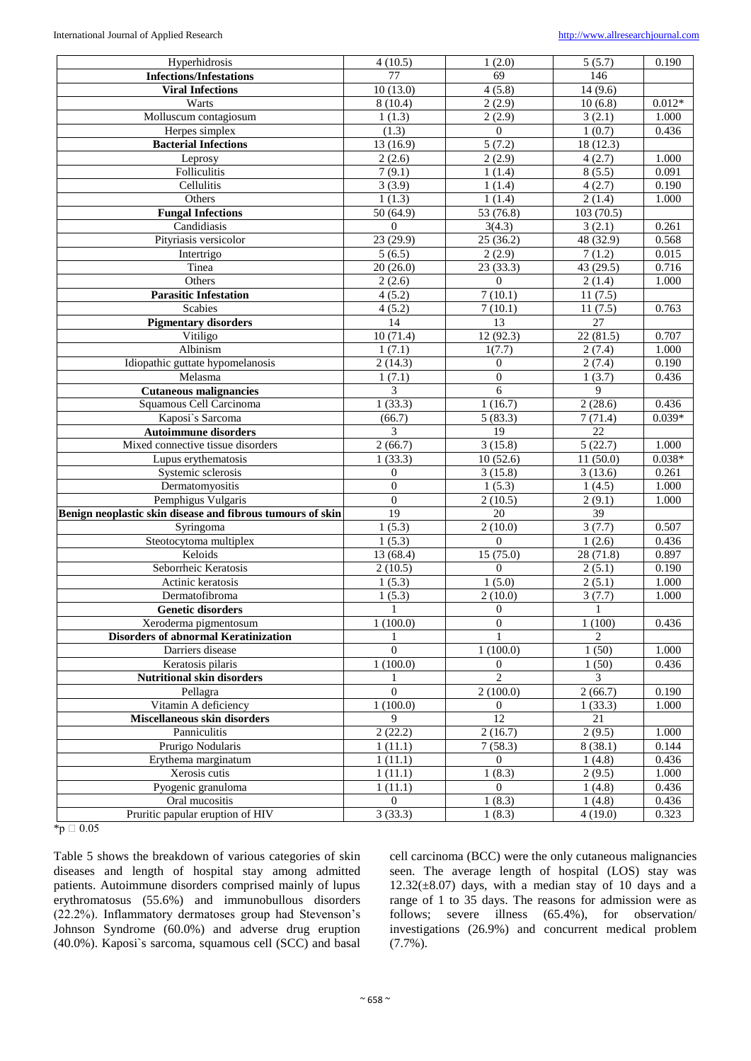| Hyperhidrosis | 4 (10.5) | 1 (2.0) | 5 (5.7) | 0.190 |
|---|---|---|---|---|
| **Infections/Infestations** | 77 | 69 | 146 | |
| **Viral Infections** | 10 (13.0) | 4 (5.8) | 14 (9.6) | |
| Warts | 8 (10.4) | 2 (2.9) | 10 (6.8) | 0.012* |
| Molluscum contagiosum | 1 (1.3) | 2 (2.9) | 3 (2.1) | 1.000 |
| Herpes simplex | (1.3) | 0 | 1 (0.7) | 0.436 |
| **Bacterial Infections** | 13 (16.9) | 5 (7.2) | 18 (12.3) | |
| Leprosy | 2 (2.6) | 2 (2.9) | 4 (2.7) | 1.000 |
| Folliculitis | 7 (9.1) | 1 (1.4) | 8 (5.5) | 0.091 |
| Cellulitis | 3 (3.9) | 1 (1.4) | 4 (2.7) | 0.190 |
| Others | 1 (1.3) | 1 (1.4) | 2 (1.4) | 1.000 |
| **Fungal Infections** | 50 (64.9) | 53 (76.8) | 103 (70.5) | |
| Candidiasis | 0 | 3(4.3) | 3 (2.1) | 0.261 |
| Pityriasis versicolor | 23 (29.9) | 25 (36.2) | 48 (32.9) | 0.568 |
| Intertrigo | 5 (6.5) | 2 (2.9) | 7 (1.2) | 0.015 |
| Tinea | 20 (26.0) | 23 (33.3) | 43 (29.5) | 0.716 |
| Others | 2 (2.6) | 0 | 2 (1.4) | 1.000 |
| **Parasitic Infestation** | 4 (5.2) | 7 (10.1) | 11 (7.5) | |
| Scabies | 4 (5.2) | 7 (10.1) | 11 (7.5) | 0.763 |
| **Pigmentary disorders** | 14 | 13 | 27 | |
| Vitiligo | 10 (71.4) | 12 (92.3) | 22 (81.5) | 0.707 |
| Albinism | 1 (7.1) | 1(7.7) | 2 (7.4) | 1.000 |
| Idiopathic guttate hypomelanosis | 2 (14.3) | 0 | 2 (7.4) | 0.190 |
| Melasma | 1 (7.1) | 0 | 1 (3.7) | 0.436 |
| **Cutaneous malignancies** | 3 | 6 | 9 | |
| Squamous Cell Carcinoma | 1 (33.3) | 1 (16.7) | 2 (28.6) | 0.436 |
| Kaposi`s Sarcoma | (66.7) | 5 (83.3) | 7 (71.4) | 0.039* |
| **Autoimmune disorders** | 3 | 19 | 22 | |
| Mixed connective tissue disorders | 2 (66.7) | 3 (15.8) | 5 (22.7) | 1.000 |
| Lupus erythematosis | 1 (33.3) | 10 (52.6) | 11 (50.0) | 0.038* |
| Systemic sclerosis | 0 | 3 (15.8) | 3 (13.6) | 0.261 |
| Dermatomyositis | 0 | 1 (5.3) | 1 (4.5) | 1.000 |
| Pemphigus Vulgaris | 0 | 2 (10.5) | 2 (9.1) | 1.000 |
| **Benign neoplastic skin disease and fibrous tumours of skin** | 19 | 20 | 39 | |
| Syringoma | 1 (5.3) | 2 (10.0) | 3 (7.7) | 0.507 |
| Steotocytoma multiplex | 1 (5.3) | 0 | 1 (2.6) | 0.436 |
| Keloids | 13 (68.4) | 15 (75.0) | 28 (71.8) | 0.897 |
| Seborrheic Keratosis | 2 (10.5) | 0 | 2 (5.1) | 0.190 |
| Actinic keratosis | 1 (5.3) | 1 (5.0) | 2 (5.1) | 1.000 |
| Dermatofibroma | 1 (5.3) | 2 (10.0) | 3 (7.7) | 1.000 |
| **Genetic disorders** | 1 | 0 | 1 | |
| Xeroderma pigmentosum | 1 (100.0) | 0 | 1 (100) | 0.436 |
| **Disorders of abnormal Keratinization** | 1 | 1 | 2 | |
| Darriers disease | 0 | 1 (100.0) | 1 (50) | 1.000 |
| Keratosis pilaris | 1 (100.0) | 0 | 1 (50) | 0.436 |
| **Nutritional skin disorders** | 1 | 2 | 3 | |
| Pellagra | 0 | 2 (100.0) | 2 (66.7) | 0.190 |
| Vitamin A deficiency | 1 (100.0) | 0 | 1 (33.3) | 1.000 |
| **Miscellaneous skin disorders** | 9 | 12 | 21 | |
| Panniculitis | 2 (22.2) | 2 (16.7) | 2 (9.5) | 1.000 |
| Prurigo Nodularis | 1 (11.1) | 7 (58.3) | 8 (38.1) | 0.144 |
| Erythema marginatum | 1 (11.1) | 0 | 1 (4.8) | 0.436 |
| Xerosis cutis | 1 (11.1) | 1 (8.3) | 2 (9.5) | 1.000 |
| Pyogenic granuloma | 1 (11.1) | 0 | 1 (4.8) | 0.436 |
| Oral mucositis | 0 | 1 (8.3) | 1 (4.8) | 0.436 |
| Pruritic papular eruption of HIV | 3 (33.3) | 1 (8.3) | 4 (19.0) | 0.323 |

*p □ 0.05

Table 5 shows the breakdown of various categories of skin diseases and length of hospital stay among admitted patients. Autoimmune disorders comprised mainly of lupus erythromatosus (55.6%) and immunobullous disorders (22.2%). Inflammatory dermatoses group had Stevenson's Johnson Syndrome (60.0%) and adverse drug eruption (40.0%). Kaposi`s sarcoma, squamous cell (SCC) and basal cell carcinoma (BCC) were the only cutaneous malignancies seen. The average length of hospital (LOS) stay was 12.32(±8.07) days, with a median stay of 10 days and a range of 1 to 35 days. The reasons for admission were as follows; severe illness (65.4%), for observation/ investigations (26.9%) and concurrent medical problem (7.7%).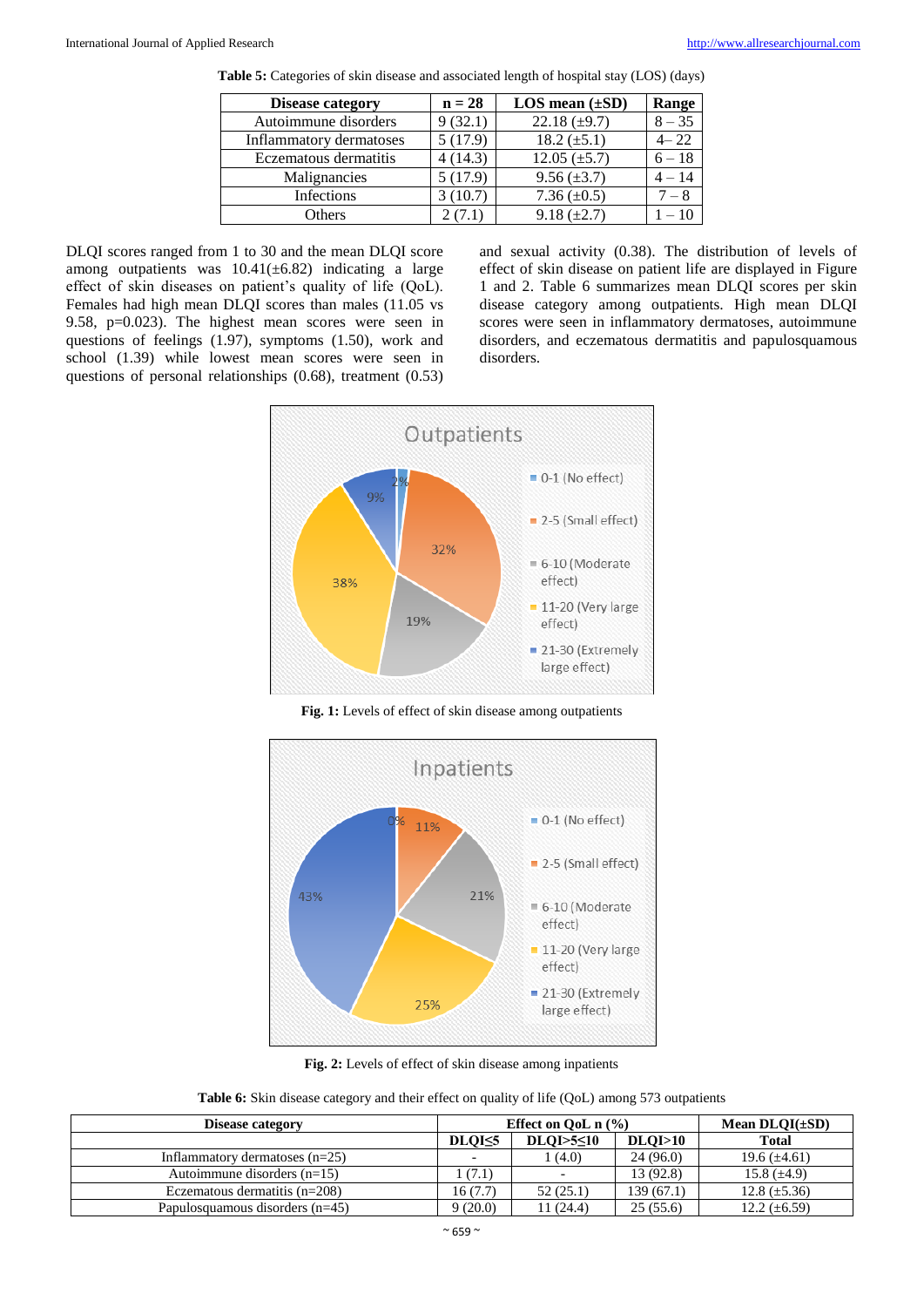**Table 5:** Categories of skin disease and associated length of hospital stay (LOS) (days)

| Disease category | n = 28 | LOS mean (±SD) | Range |
|---|---|---|---|
| Autoimmune disorders | 9 (32.1) | 22.18 (±9.7) | 8 – 35 |
| Inflammatory dermatoses | 5 (17.9) | 18.2 (±5.1) | 4– 22 |
| Eczematous dermatitis | 4 (14.3) | 12.05 (±5.7) | 6 – 18 |
| Malignancies | 5 (17.9) | 9.56 (±3.7) | 4 – 14 |
| Infections | 3 (10.7) | 7.36 (±0.5) | 7 – 8 |
| Others | 2 (7.1) | 9.18 (±2.7) | 1 – 10 |

DLQI scores ranged from 1 to 30 and the mean DLQI score among outpatients was 10.41(±6.82) indicating a large effect of skin diseases on patient's quality of life (QoL). Females had high mean DLQI scores than males (11.05 vs 9.58, p=0.023). The highest mean scores were seen in questions of feelings (1.97), symptoms (1.50), work and school (1.39) while lowest mean scores were seen in questions of personal relationships (0.68), treatment (0.53) and sexual activity (0.38). The distribution of levels of effect of skin disease on patient life are displayed in Figure 1 and 2. Table 6 summarizes mean DLQI scores per skin disease category among outpatients. High mean DLQI scores were seen in inflammatory dermatoses, autoimmune disorders, and eczematous dermatitis and papulosquamous disorders.

**Fig. 1:** Levels of effect of skin disease among outpatients

**Fig. 2:** Levels of effect of skin disease among inpatients

**Table 6:** Skin disease category and their effect on quality of life (QoL) among 573 outpatients

| Disease category | Effect on QoL n (%) | | | Mean DLQI(±SD) |
|---|---|---|---|---|
| | DLQI≤5 | DLQI>5≤10 | DLQI>10 | Total |
| Inflammatory dermatoses (n=25) | - | 1 (4.0) | 24 (96.0) | 19.6 (±4.61) |
| Autoimmune disorders (n=15) | 1 (7.1) | - | 13 (92.8) | 15.8 (±4.9) |
| Eczematous dermatitis (n=208) | 16 (7.7) | 52 (25.1) | 139 (67.1) | 12.8 (±5.36) |
| Papulosquamous disorders (n=45) | 9 (20.0) | 11 (24.4) | 25 (55.6) | 12.2 (±6.59) |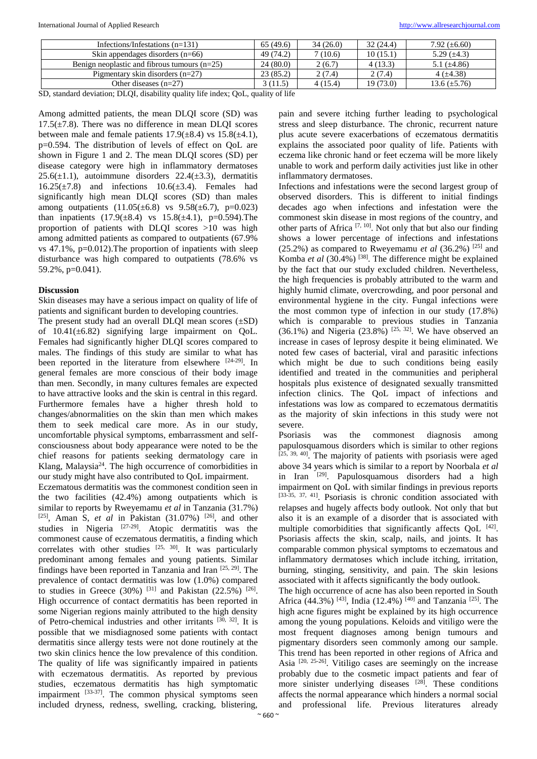| Infections/Infestations (n=131) | 65 (49.6) | 34 (26.0) | 32 (24.4) | 7.92 (±6.60) |
|---|---|---|---|---|
| Skin appendages disorders (n=66) | 49 (74.2) | 7 (10.6) | 10 (15.1) | 5.29 (±4.3) |
| Benign neoplastic and fibrous tumours (n=25) | 24 (80.0) | 2 (6.7) | 4 (13.3) | 5.1 (±4.86) |
| Pigmentary skin disorders (n=27) | 23 (85.2) | 2 (7.4) | 2 (7.4) | 4 (±4.38) |
| Other diseases (n=27) | 3 (11.5) | 4 (15.4) | 19 (73.0) | 13.6 (±5.76) |

SD, standard deviation; DLQI, disability quality life index; QoL, quality of life

Among admitted patients, the mean DLQI score (SD) was 17.5(±7.8). There was no difference in mean DLQI scores between male and female patients 17.9(±8.4) vs 15.8(±4.1), p=0.594. The distribution of levels of effect on QoL are shown in Figure 1 and 2. The mean DLQI scores (SD) per disease category were high in inflammatory dermatoses 25.6(±1.1), autoimmune disorders 22.4(±3.3), dermatitis 16.25(±7.8) and infections 10.6(±3.4). Females had significantly high mean DLQI scores (SD) than males among outpatients (11.05(±6.8) vs 9.58(±6.7), p=0.023) than inpatients (17.9(±8.4) vs 15.8(±4.1), p=0.594).The proportion of patients with DLQI scores >10 was high among admitted patients as compared to outpatients (67.9% vs 47.1%, p=0.012).The proportion of inpatients with sleep disturbance was high compared to outpatients (78.6% vs 59.2%, p=0.041).

## Discussion

Skin diseases may have a serious impact on quality of life of patients and significant burden to developing countries.

The present study had an overall DLQI mean scores (±SD) of 10.41(±6.82) signifying large impairment on QoL. Females had significantly higher DLQI scores compared to males. The findings of this study are similar to what has been reported in the literature from elsewhere [24-29]. In general females are more conscious of their body image than men. Secondly, in many cultures females are expected to have attractive looks and the skin is central in this regard. Furthermore females have a higher thresh hold to changes/abnormalities on the skin than men which makes them to seek medical care more. As in our study, uncomfortable physical symptoms, embarrassment and self-consciousness about body appearance were noted to be the chief reasons for patients seeking dermatology care in Klang, Malaysia[24]. The high occurrence of comorbidities in our study might have also contributed to QoL impairment.

Eczematous dermatitis was the commonest condition seen in the two facilities (42.4%) among outpatients which is similar to reports by Rweyemamu *et al* in Tanzania (31.7%) [25], Aman S, *et al* in Pakistan (31.07%) [26], and other studies in Nigeria [27-29]. Atopic dermatitis was the commonest cause of eczematous dermatitis, a finding which correlates with other studies [25, 30]. It was particularly predominant among females and young patients. Similar findings have been reported in Tanzania and Iran [25, 29]. The prevalence of contact dermatitis was low (1.0%) compared to studies in Greece (30%) [31] and Pakistan (22.5%) [26]. High occurrence of contact dermatitis has been reported in some Nigerian regions mainly attributed to the high density of Petro-chemical industries and other irritants [30, 32]. It is possible that we misdiagnosed some patients with contact dermatitis since allergy tests were not done routinely at the two skin clinics hence the low prevalence of this condition. The quality of life was significantly impaired in patients with eczematous dermatitis. As reported by previous studies, eczematous dermatitis has high symptomatic impairment [33-37]. The common physical symptoms seen included dryness, redness, swelling, cracking, blistering, pain and severe itching further leading to psychological stress and sleep disturbance. The chronic, recurrent nature plus acute severe exacerbations of eczematous dermatitis explains the associated poor quality of life. Patients with eczema like chronic hand or feet eczema will be more likely unable to work and perform daily activities just like in other inflammatory dermatoses.

Infections and infestations were the second largest group of observed disorders. This is different to initial findings decades ago when infections and infestation were the commonest skin disease in most regions of the country, and other parts of Africa [7, 10]. Not only that but also our finding shows a lower percentage of infections and infestations (25.2%) as compared to Rweyemamu *et al* (36.2%) [25] and Komba *et al* (30.4%) [38]. The difference might be explained by the fact that our study excluded children. Nevertheless, the high frequencies is probably attributed to the warm and highly humid climate, overcrowding, and poor personal and environmental hygiene in the city. Fungal infections were the most common type of infection in our study (17.8%) which is comparable to previous studies in Tanzania (36.1%) and Nigeria (23.8%) [25, 32]. We have observed an increase in cases of leprosy despite it being eliminated. We noted few cases of bacterial, viral and parasitic infections which might be due to such conditions being easily identified and treated in the communities and peripheral hospitals plus existence of designated sexually transmitted infection clinics. The QoL impact of infections and infestations was low as compared to eczematous dermatitis as the majority of skin infections in this study were not severe.

Psoriasis was the commonest diagnosis among papulosquamous disorders which is similar to other regions [25, 39, 40]. The majority of patients with psoriasis were aged above 34 years which is similar to a report by Noorbala *et al* in Iran [29]. Papulosquamous disorders had a high impairment on QoL with similar findings in previous reports [33-35, 37, 41]. Psoriasis is chronic condition associated with relapses and hugely affects body outlook. Not only that but also it is an example of a disorder that is associated with multiple comorbidities that significantly affects QoL [42]. Psoriasis affects the skin, scalp, nails, and joints. It has comparable common physical symptoms to eczematous and inflammatory dermatoses which include itching, irritation, burning, stinging, sensitivity, and pain. The skin lesions associated with it affects significantly the body outlook.

The high occurrence of acne has also been reported in South Africa (44.3%) [43], India (12.4%) [40] and Tanzania [25]. The high acne figures might be explained by its high occurrence among the young populations. Keloids and vitiligo were the most frequent diagnoses among benign tumours and pigmentary disorders seen commonly among our sample. This trend has been reported in other regions of Africa and Asia [20, 25-26]. Vitiligo cases are seemingly on the increase probably due to the cosmetic impact patients and fear of more sinister underlying diseases [28]. These conditions affects the normal appearance which hinders a normal social and professional life. Previous literatures already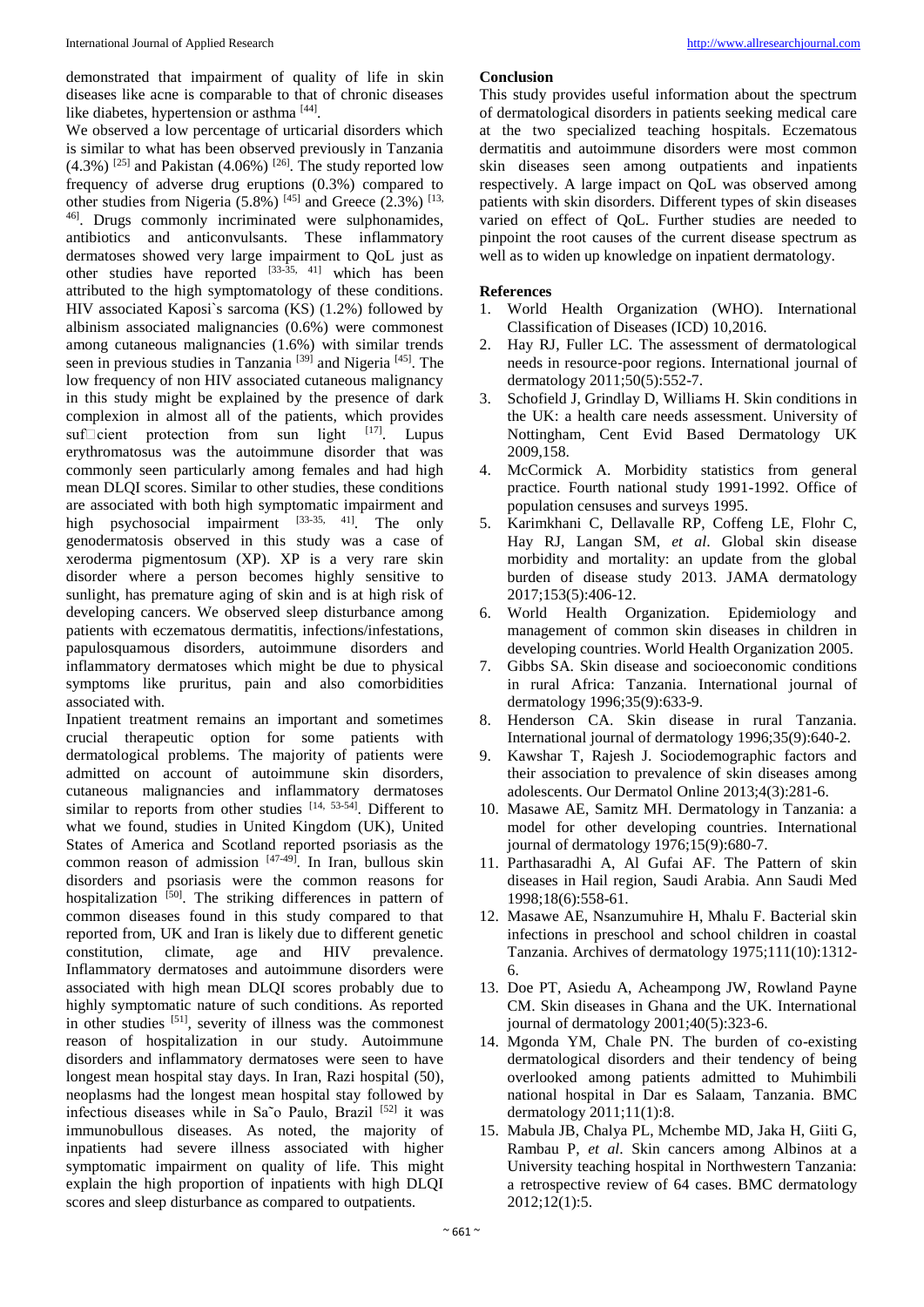demonstrated that impairment of quality of life in skin diseases like acne is comparable to that of chronic diseases like diabetes, hypertension or asthma [44].

We observed a low percentage of urticarial disorders which is similar to what has been observed previously in Tanzania (4.3%) [25] and Pakistan (4.06%) [26]. The study reported low frequency of adverse drug eruptions (0.3%) compared to other studies from Nigeria (5.8%) [45] and Greece (2.3%) [13, 46]. Drugs commonly incriminated were sulphonamides, antibiotics and anticonvulsants. These inflammatory dermatoses showed very large impairment to QoL just as other studies have reported [33-35, 41] which has been attributed to the high symptomatology of these conditions. HIV associated Kaposi`s sarcoma (KS) (1.2%) followed by albinism associated malignancies (0.6%) were commonest among cutaneous malignancies (1.6%) with similar trends seen in previous studies in Tanzania [39] and Nigeria [45]. The low frequency of non HIV associated cutaneous malignancy in this study might be explained by the presence of dark complexion in almost all of the patients, which provides sufficient protection from sun light [17]. Lupus erythromatosus was the autoimmune disorder that was commonly seen particularly among females and had high mean DLQI scores. Similar to other studies, these conditions are associated with both high symptomatic impairment and high psychosocial impairment [33-35, 41]. The only genodermatosis observed in this study was a case of xeroderma pigmentosum (XP). XP is a very rare skin disorder where a person becomes highly sensitive to sunlight, has premature aging of skin and is at high risk of developing cancers. We observed sleep disturbance among patients with eczematous dermatitis, infections/infestations, papulosquamous disorders, autoimmune disorders and inflammatory dermatoses which might be due to physical symptoms like pruritus, pain and also comorbidities associated with.

Inpatient treatment remains an important and sometimes crucial therapeutic option for some patients with dermatological problems. The majority of patients were admitted on account of autoimmune skin disorders, cutaneous malignancies and inflammatory dermatoses similar to reports from other studies [14, 53-54]. Different to what we found, studies in United Kingdom (UK), United States of America and Scotland reported psoriasis as the common reason of admission [47-49]. In Iran, bullous skin disorders and psoriasis were the common reasons for hospitalization [50]. The striking differences in pattern of common diseases found in this study compared to that reported from, UK and Iran is likely due to different genetic constitution, climate, age and HIV prevalence. Inflammatory dermatoses and autoimmune disorders were associated with high mean DLQI scores probably due to highly symptomatic nature of such conditions. As reported in other studies [51], severity of illness was the commonest reason of hospitalization in our study. Autoimmune disorders and inflammatory dermatoses were seen to have longest mean hospital stay days. In Iran, Razi hospital (50), neoplasms had the longest mean hospital stay followed by infectious diseases while in Sa˜o Paulo, Brazil [52] it was immunobullous diseases. As noted, the majority of inpatients had severe illness associated with higher symptomatic impairment on quality of life. This might explain the high proportion of inpatients with high DLQI scores and sleep disturbance as compared to outpatients.

## Conclusion

This study provides useful information about the spectrum of dermatological disorders in patients seeking medical care at the two specialized teaching hospitals. Eczematous dermatitis and autoimmune disorders were most common skin diseases seen among outpatients and inpatients respectively. A large impact on QoL was observed among patients with skin disorders. Different types of skin diseases varied on effect of QoL. Further studies are needed to pinpoint the root causes of the current disease spectrum as well as to widen up knowledge on inpatient dermatology.

## References

1. World Health Organization (WHO). International Classification of Diseases (ICD) 10,2016.
2. Hay RJ, Fuller LC. The assessment of dermatological needs in resource-poor regions. International journal of dermatology 2011;50(5):552-7.
3. Schofield J, Grindlay D, Williams H. Skin conditions in the UK: a health care needs assessment. University of Nottingham, Cent Evid Based Dermatology UK 2009,158.
4. McCormick A. Morbidity statistics from general practice. Fourth national study 1991-1992. Office of population censuses and surveys 1995.
5. Karimkhani C, Dellavalle RP, Coffeng LE, Flohr C, Hay RJ, Langan SM, *et al*. Global skin disease morbidity and mortality: an update from the global burden of disease study 2013. JAMA dermatology 2017;153(5):406-12.
6. World Health Organization. Epidemiology and management of common skin diseases in children in developing countries. World Health Organization 2005.
7. Gibbs SA. Skin disease and socioeconomic conditions in rural Africa: Tanzania. International journal of dermatology 1996;35(9):633-9.
8. Henderson CA. Skin disease in rural Tanzania. International journal of dermatology 1996;35(9):640-2.
9. Kawshar T, Rajesh J. Sociodemographic factors and their association to prevalence of skin diseases among adolescents. Our Dermatol Online 2013;4(3):281-6.
10. Masawe AE, Samitz MH. Dermatology in Tanzania: a model for other developing countries. International journal of dermatology 1976;15(9):680-7.
11. Parthasaradhi A, Al Gufai AF. The Pattern of skin diseases in Hail region, Saudi Arabia. Ann Saudi Med 1998;18(6):558-61.
12. Masawe AE, Nsanzumuhire H, Mhalu F. Bacterial skin infections in preschool and school children in coastal Tanzania. Archives of dermatology 1975;111(10):1312-6.
13. Doe PT, Asiedu A, Acheampong JW, Rowland Payne CM. Skin diseases in Ghana and the UK. International journal of dermatology 2001;40(5):323-6.
14. Mgonda YM, Chale PN. The burden of co-existing dermatological disorders and their tendency of being overlooked among patients admitted to Muhimbili national hospital in Dar es Salaam, Tanzania. BMC dermatology 2011;11(1):8.
15. Mabula JB, Chalya PL, Mchembe MD, Jaka H, Giiti G, Rambau P, *et al*. Skin cancers among Albinos at a University teaching hospital in Northwestern Tanzania: a retrospective review of 64 cases. BMC dermatology 2012;12(1):5.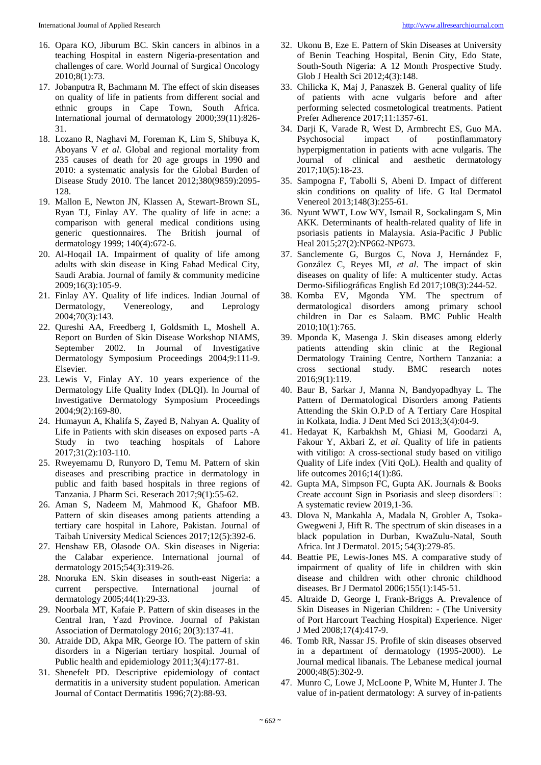16. Opara KO, Jiburum BC. Skin cancers in albinos in a teaching Hospital in eastern Nigeria-presentation and challenges of care. World Journal of Surgical Oncology 2010;8(1):73.
17. Jobanputra R, Bachmann M. The effect of skin diseases on quality of life in patients from different social and ethnic groups in Cape Town, South Africa. International journal of dermatology 2000;39(11):826-31.
18. Lozano R, Naghavi M, Foreman K, Lim S, Shibuya K, Aboyans V *et al*. Global and regional mortality from 235 causes of death for 20 age groups in 1990 and 2010: a systematic analysis for the Global Burden of Disease Study 2010. The lancet 2012;380(9859):2095-128.
19. Mallon E, Newton JN, Klassen A, Stewart-Brown SL, Ryan TJ, Finlay AY. The quality of life in acne: a comparison with general medical conditions using generic questionnaires. The British journal of dermatology 1999; 140(4):672-6.
20. Al-Hoqail IA. Impairment of quality of life among adults with skin disease in King Fahad Medical City, Saudi Arabia. Journal of family & community medicine 2009;16(3):105-9.
21. Finlay AY. Quality of life indices. Indian Journal of Dermatology, Venereology, and Leprology 2004;70(3):143.
22. Qureshi AA, Freedberg I, Goldsmith L, Moshell A. Report on Burden of Skin Disease Workshop NIAMS, September 2002. In Journal of Investigative Dermatology Symposium Proceedings 2004;9:111-9. Elsevier.
23. Lewis V, Finlay AY. 10 years experience of the Dermatology Life Quality Index (DLQI). In Journal of Investigative Dermatology Symposium Proceedings 2004;9(2):169-80.
24. Humayun A, Khalifa S, Zayed B, Nahyan A. Quality of Life in Patients with skin diseases on exposed parts -A Study in two teaching hospitals of Lahore 2017;31(2):103-110.
25. Rweyemamu D, Runyoro D, Temu M. Pattern of skin diseases and prescribing practice in dermatology in public and faith based hospitals in three regions of Tanzania. J Pharm Sci. Reserach 2017;9(1):55-62.
26. Aman S, Nadeem M, Mahmood K, Ghafoor MB. Pattern of skin diseases among patients attending a tertiary care hospital in Lahore, Pakistan. Journal of Taibah University Medical Sciences 2017;12(5):392-6.
27. Henshaw EB, Olasode OA. Skin diseases in Nigeria: the Calabar experience. International journal of dermatology 2015;54(3):319-26.
28. Nnoruka EN. Skin diseases in south‐east Nigeria: a current perspective. International journal of dermatology 2005;44(1):29-33.
29. Noorbala MT, Kafaie P. Pattern of skin diseases in the Central Iran, Yazd Province. Journal of Pakistan Association of Dermatology 2016; 20(3):137-41.
30. Atraide DD, Akpa MR, George IO. The pattern of skin disorders in a Nigerian tertiary hospital. Journal of Public health and epidemiology 2011;3(4):177-81.
31. Shenefelt PD. Descriptive epidemiology of contact dermatitis in a university student population. American Journal of Contact Dermatitis 1996;7(2):88-93.
32. Ukonu B, Eze E. Pattern of Skin Diseases at University of Benin Teaching Hospital, Benin City, Edo State, South-South Nigeria: A 12 Month Prospective Study. Glob J Health Sci 2012;4(3):148.
33. Chilicka K, Maj J, Panaszek B. General quality of life of patients with acne vulgaris before and after performing selected cosmetological treatments. Patient Prefer Adherence 2017;11:1357-61.
34. Darji K, Varade R, West D, Armbrecht ES, Guo MA. Psychosocial impact of postinflammatory hyperpigmentation in patients with acne vulgaris. The Journal of clinical and aesthetic dermatology 2017;10(5):18-23.
35. Sampogna F, Tabolli S, Abeni D. Impact of different skin conditions on quality of life. G Ital Dermatol Venereol 2013;148(3):255-61.
36. Nyunt WWT, Low WY, Ismail R, Sockalingam S, Min AKK. Determinants of health-related quality of life in psoriasis patients in Malaysia. Asia-Pacific J Public Heal 2015;27(2):NP662-NP673.
37. Sanclemente G, Burgos C, Nova J, Hernández F, González C, Reyes MI, *et al*. The impact of skin diseases on quality of life: A multicenter study. Actas Dermo-Sifiliográficas English Ed 2017;108(3):244-52.
38. Komba EV, Mgonda YM. The spectrum of dermatological disorders among primary school children in Dar es Salaam. BMC Public Health 2010;10(1):765.
39. Mponda K, Masenga J. Skin diseases among elderly patients attending skin clinic at the Regional Dermatology Training Centre, Northern Tanzania: a cross sectional study. BMC research notes 2016;9(1):119.
40. Baur B, Sarkar J, Manna N, Bandyopadhyay L. The Pattern of Dermatological Disorders among Patients Attending the Skin O.P.D of A Tertiary Care Hospital in Kolkata, India. J Dent Med Sci 2013;3(4):04-9.
41. Hedayat K, Karbakhsh M, Ghiasi M, Goodarzi A, Fakour Y, Akbari Z, *et al*. Quality of life in patients with vitiligo: A cross-sectional study based on vitiligo Quality of Life index (Viti QoL). Health and quality of life outcomes 2016;14(1):86.
42. Gupta MA, Simpson FC, Gupta AK. Journals & Books Create account Sign in Psoriasis and sleep disorders□: A systematic review 2019,1-36.
43. Dlova N, Mankahla A, Madala N, Grobler A, Tsoka-Gwegweni J, Hift R. The spectrum of skin diseases in a black population in Durban, KwaZulu-Natal, South Africa. Int J Dermatol. 2015; 54(3):279-85.
44. Beattie PE, Lewis-Jones MS. A comparative study of impairment of quality of life in children with skin disease and children with other chronic childhood diseases. Br J Dermatol 2006;155(1):145-51.
45. Altraide D, George I, Frank-Briggs A. Prevalence of Skin Diseases in Nigerian Children: - (The University of Port Harcourt Teaching Hospital) Experience. Niger J Med 2008;17(4):417-9.
46. Tomb RR, Nassar JS. Profile of skin diseases observed in a department of dermatology (1995-2000). Le Journal medical libanais. The Lebanese medical journal 2000;48(5):302-9.
47. Munro C, Lowe J, McLoone P, White M, Hunter J. The value of in-patient dermatology: A survey of in-patients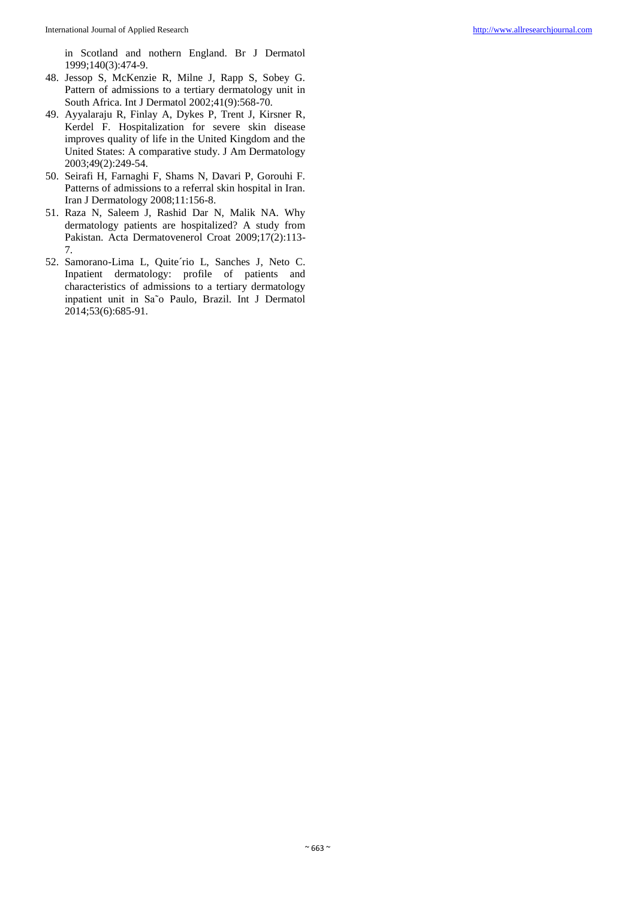in Scotland and nothern England. Br J Dermatol 1999;140(3):474-9.

48. Jessop S, McKenzie R, Milne J, Rapp S, Sobey G. Pattern of admissions to a tertiary dermatology unit in South Africa. Int J Dermatol 2002;41(9):568-70.
49. Ayyalaraju R, Finlay A, Dykes P, Trent J, Kirsner R, Kerdel F. Hospitalization for severe skin disease improves quality of life in the United Kingdom and the United States: A comparative study. J Am Dermatology 2003;49(2):249-54.
50. Seirafi H, Farnaghi F, Shams N, Davari P, Gorouhi F. Patterns of admissions to a referral skin hospital in Iran. Iran J Dermatology 2008;11:156-8.
51. Raza N, Saleem J, Rashid Dar N, Malik NA. Why dermatology patients are hospitalized? A study from Pakistan. Acta Dermatovenerol Croat 2009;17(2):113-7.
52. Samorano-Lima L, Quite´rio L, Sanches J, Neto C. Inpatient dermatology: profile of patients and characteristics of admissions to a tertiary dermatology inpatient unit in Sa˜o Paulo, Brazil. Int J Dermatol 2014;53(6):685-91.